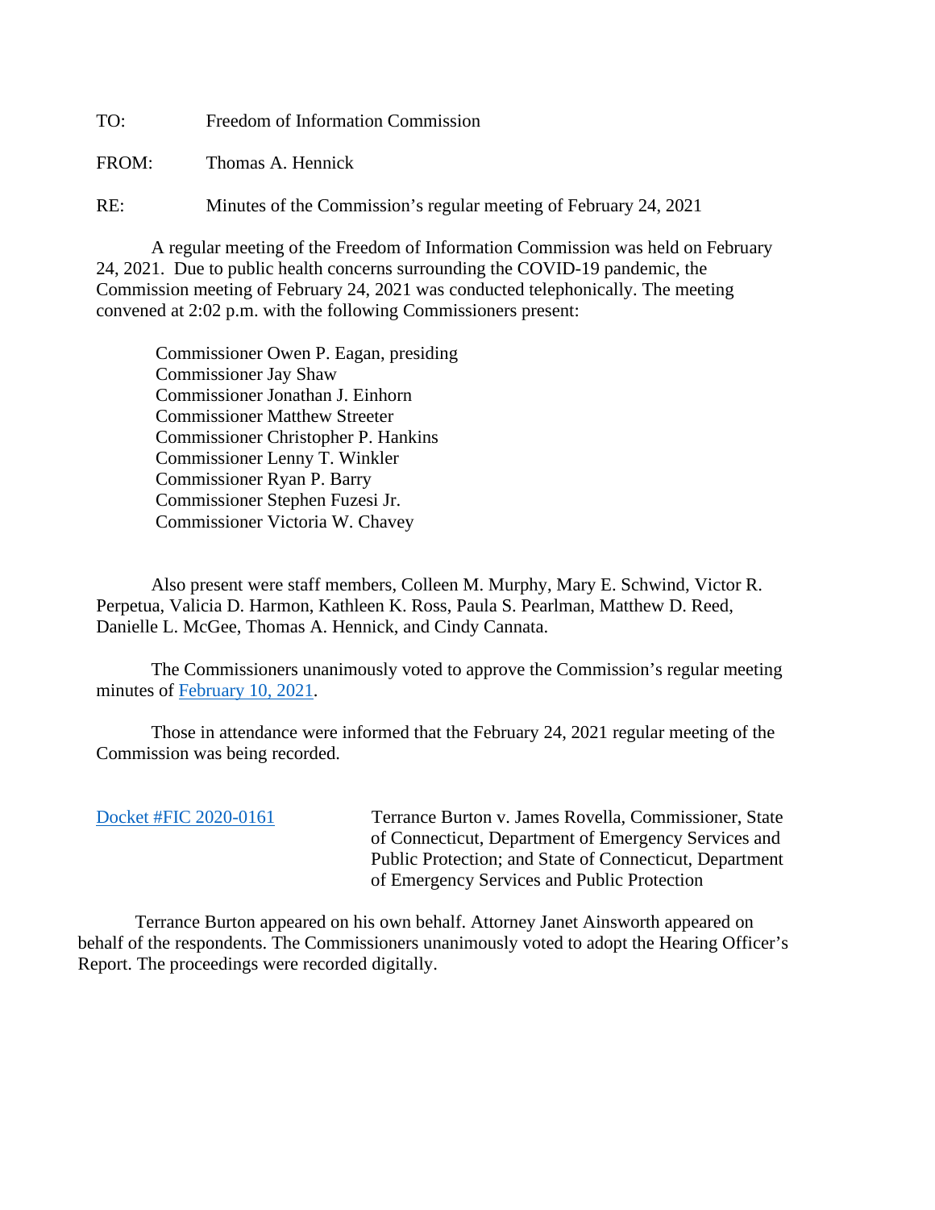TO: Freedom of Information Commission

FROM: Thomas A. Hennick

RE: Minutes of the Commission's regular meeting of February 24, 2021

A regular meeting of the Freedom of Information Commission was held on February 24, 2021. Due to public health concerns surrounding the COVID-19 pandemic, the Commission meeting of February 24, 2021 was conducted telephonically. The meeting convened at 2:02 p.m. with the following Commissioners present:

Commissioner Owen P. Eagan, presiding
Commissioner Jay Shaw
Commissioner Jonathan J. Einhorn
Commissioner Matthew Streeter
Commissioner Christopher P. Hankins
Commissioner Lenny T. Winkler
Commissioner Ryan P. Barry
Commissioner Stephen Fuzesi Jr.
Commissioner Victoria W. Chavey

Also present were staff members, Colleen M. Murphy, Mary E. Schwind, Victor R. Perpetua, Valicia D. Harmon, Kathleen K. Ross, Paula S. Pearlman, Matthew D. Reed, Danielle L. McGee, Thomas A. Hennick, and Cindy Cannata.

The Commissioners unanimously voted to approve the Commission's regular meeting minutes of February 10, 2021.

Those in attendance were informed that the February 24, 2021 regular meeting of the Commission was being recorded.

Docket #FIC 2020-0161 Terrance Burton v. James Rovella, Commissioner, State of Connecticut, Department of Emergency Services and Public Protection; and State of Connecticut, Department of Emergency Services and Public Protection

Terrance Burton appeared on his own behalf. Attorney Janet Ainsworth appeared on behalf of the respondents. The Commissioners unanimously voted to adopt the Hearing Officer's Report. The proceedings were recorded digitally.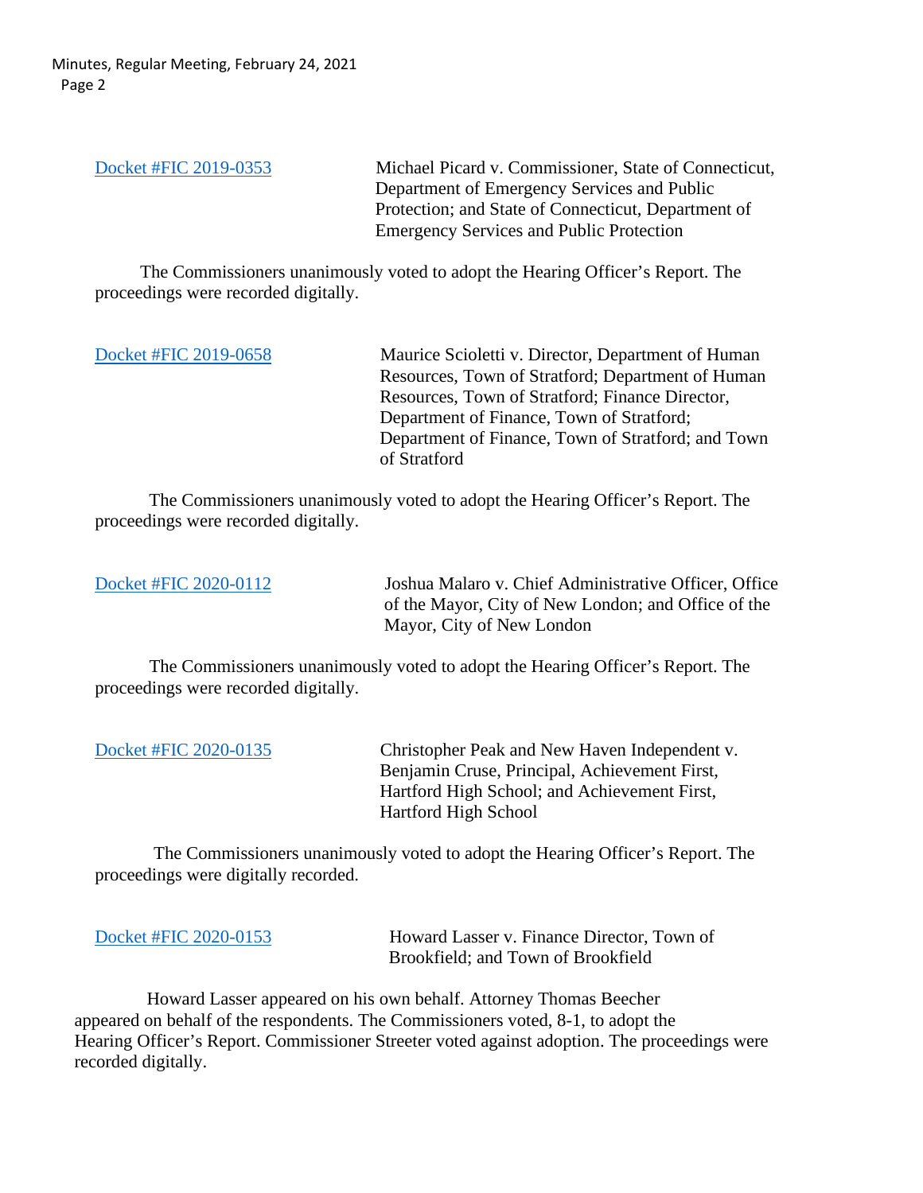Docket #FIC 2019-0353 — Michael Picard v. Commissioner, State of Connecticut, Department of Emergency Services and Public Protection; and State of Connecticut, Department of Emergency Services and Public Protection

The Commissioners unanimously voted to adopt the Hearing Officer's Report. The proceedings were recorded digitally.

Docket #FIC 2019-0658 — Maurice Scioletti v. Director, Department of Human Resources, Town of Stratford; Department of Human Resources, Town of Stratford; Finance Director, Department of Finance, Town of Stratford; Department of Finance, Town of Stratford; and Town of Stratford

The Commissioners unanimously voted to adopt the Hearing Officer's Report. The proceedings were recorded digitally.

Docket #FIC 2020-0112 — Joshua Malaro v. Chief Administrative Officer, Office of the Mayor, City of New London; and Office of the Mayor, City of New London

The Commissioners unanimously voted to adopt the Hearing Officer's Report. The proceedings were recorded digitally.

Docket #FIC 2020-0135 — Christopher Peak and New Haven Independent v. Benjamin Cruse, Principal, Achievement First, Hartford High School; and Achievement First, Hartford High School

The Commissioners unanimously voted to adopt the Hearing Officer's Report. The proceedings were digitally recorded.

Docket #FIC 2020-0153 — Howard Lasser v. Finance Director, Town of Brookfield; and Town of Brookfield

Howard Lasser appeared on his own behalf. Attorney Thomas Beecher appeared on behalf of the respondents. The Commissioners voted, 8-1, to adopt the Hearing Officer's Report. Commissioner Streeter voted against adoption. The proceedings were recorded digitally.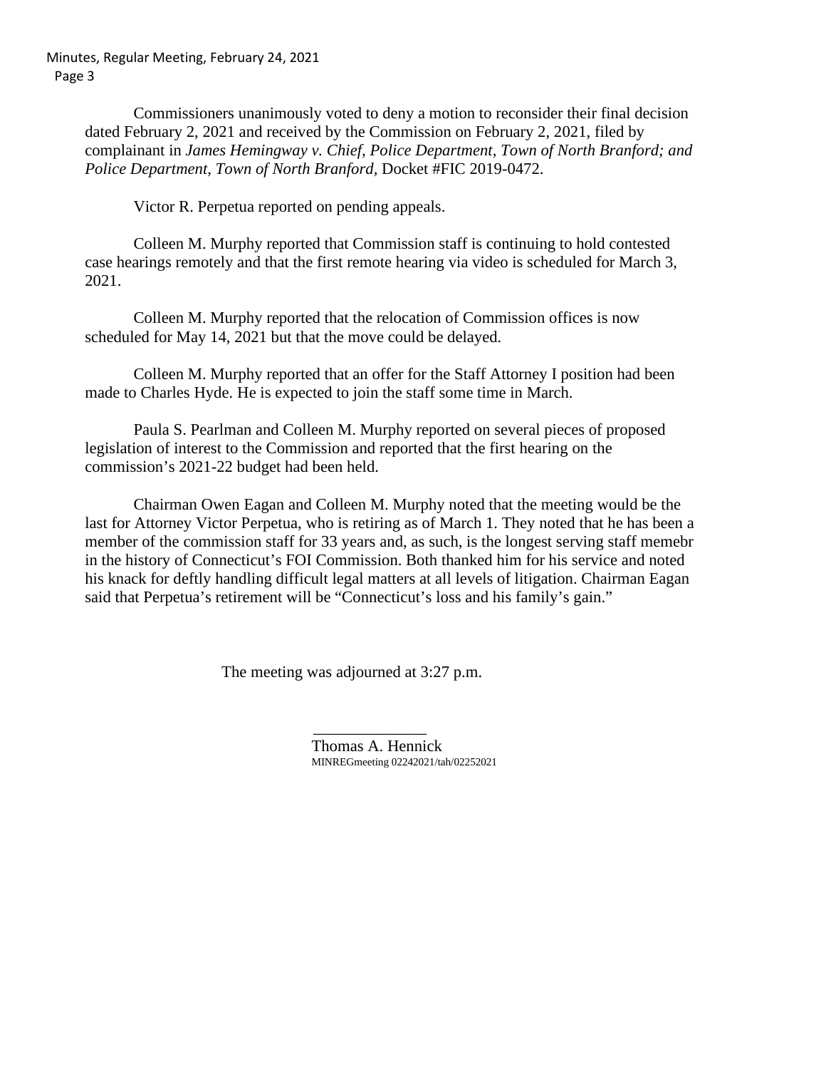Commissioners unanimously voted to deny a motion to reconsider their final decision dated February 2, 2021 and received by the Commission on February 2, 2021, filed by complainant in *James Hemingway v. Chief, Police Department, Town of North Branford; and Police Department, Town of North Branford,* Docket #FIC 2019-0472.

Victor R. Perpetua reported on pending appeals.

Colleen M. Murphy reported that Commission staff is continuing to hold contested case hearings remotely and that the first remote hearing via video is scheduled for March 3, 2021.

Colleen M. Murphy reported that the relocation of Commission offices is now scheduled for May 14, 2021 but that the move could be delayed.

Colleen M. Murphy reported that an offer for the Staff Attorney I position had been made to Charles Hyde. He is expected to join the staff some time in March.

Paula S. Pearlman and Colleen M. Murphy reported on several pieces of proposed legislation of interest to the Commission and reported that the first hearing on the commission's 2021-22 budget had been held.

Chairman Owen Eagan and Colleen M. Murphy noted that the meeting would be the last for Attorney Victor Perpetua, who is retiring as of March 1. They noted that he has been a member of the commission staff for 33 years and, as such, is the longest serving staff memebr in the history of Connecticut's FOI Commission. Both thanked him for his service and noted his knack for deftly handling difficult legal matters at all levels of litigation. Chairman Eagan said that Perpetua's retirement will be "Connecticut's loss and his family's gain."

The meeting was adjourned at 3:27 p.m.

\_\_\_\_\_\_\_\_\_\_\_\_\_\_
Thomas A. Hennick
MINREGmeeting 02242021/tah/02252021